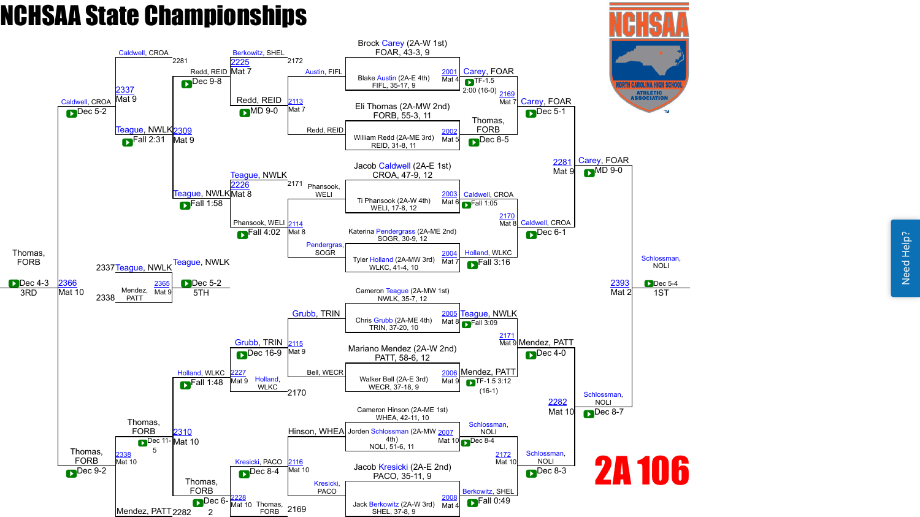# NCHSAA State Championships

## 2A 106

### Championship Bracket

#### First Round

| Bout | Mat | Wrestler | Wrestler | Winner | Result |
| --- | --- | --- | --- | --- | --- |
| 2001 | Mat 4 | Brock Carey (2A-W 1st) FOAR, 43-3, 9 | Blake Austin (2A-E 4th) FIFL, 35-17, 9 | Carey, FOAR | TF-1.5 2:00 (16-0) |
| 2002 | Mat 5 | Eli Thomas (2A-MW 2nd) FORB, 55-3, 11 | William Redd (2A-ME 3rd) REID, 31-8, 11 | Thomas, FORB | Dec 8-5 |
| 2003 | Mat 6 | Jacob Caldwell (2A-E 1st) CROA, 47-9, 12 | Ti Phansook (2A-W 4th) WELI, 17-8, 12 | Caldwell, CROA | Fall 1:05 |
| 2004 | Mat 7 | Katerina Pendergrass (2A-ME 2nd) SOGR, 30-9, 12 | Tyler Holland (2A-MW 3rd) WLKC, 41-4, 10 | Holland, WLKC | Fall 3:16 |
| 2005 | Mat 8 | Cameron Teague (2A-MW 1st) NWLK, 35-7, 12 | Chris Grubb (2A-ME 4th) TRIN, 37-20, 10 | Teague, NWLK | Fall 3:09 |
| 2006 | Mat 9 | Mariano Mendez (2A-W 2nd) PATT, 58-6, 12 | Walker Bell (2A-E 3rd) WECR, 37-18, 9 | Mendez, PATT | TF-1.5 3:12 (16-1) |
| 2007 | Mat 10 | Cameron Hinson (2A-ME 1st) WHEA, 42-11, 10 | Jorden Schlossman (2A-MW 4th) NOLI, 51-6, 11 | Schlossman, NOLI | Dec 8-4 |
| 2008 | Mat 4 | Jacob Kresicki (2A-E 2nd) PACO, 35-11, 9 | Jack Berkowitz (2A-W 3rd) SHEL, 37-8, 9 | Berkowitz, SHEL | Fall 0:49 |

#### Quarterfinals

| Bout | Mat | Wrestler | Wrestler | Winner | Result |
| --- | --- | --- | --- | --- | --- |
| 2169 | Mat 7 | Carey, FOAR | Thomas, FORB | Carey, FOAR | Dec 5-1 |
| 2170 | Mat 8 | Caldwell, CROA | Holland, WLKC | Caldwell, CROA | Dec 6-1 |
| 2171 | Mat 9 | Teague, NWLK | Mendez, PATT | Mendez, PATT | Dec 4-0 |
| 2172 | Mat 10 | Schlossman, NOLI | Berkowitz, SHEL | Schlossman, NOLI | Dec 8-3 |

#### Semifinals

| Bout | Mat | Wrestler | Wrestler | Winner | Result |
| --- | --- | --- | --- | --- | --- |
| 2281 | Mat 9 | Carey, FOAR | Caldwell, CROA | Carey, FOAR | MD 9-0 |
| 2282 | Mat 10 | Mendez, PATT | Schlossman, NOLI | Schlossman, NOLI | Dec 8-7 |

#### Final

| Bout | Mat | Wrestler | Wrestler | Winner | Result | Place |
| --- | --- | --- | --- | --- | --- | --- |
| 2393 | Mat 2 | Carey, FOAR | Schlossman, NOLI | Schlossman, NOLI | Dec 5-4 | 1ST |

### Consolation Bracket

| Bout | Mat | Wrestler | Wrestler | Winner | Result |
| --- | --- | --- | --- | --- | --- |
| 2113 | Mat 7 | Austin, FIFL | Redd, REID | Redd, REID | MD 9-0 |
| 2114 | Mat 8 | Phansook, WELI | Pendergrass, SOGR | Phansook, WELI | Fall 4:02 |
| 2115 | Mat 9 | Grubb, TRIN | Bell, WECR | Grubb, TRIN | Dec 16-9 |
| 2116 | Mat 10 | Hinson, WHEA | Kresicki, PACO | Kresicki, PACO | Dec 8-4 |
| 2225 | Mat 7 | Berkowitz, SHEL (2172) | Redd, REID | Redd, REID | Dec 9-8 |
| 2226 | Mat 8 | Teague, NWLK (2171) | Phansook, WELI | Teague, NWLK | Fall 1:58 |
| 2227 | Mat 9 | Grubb, TRIN | Holland, WLKC (2170) | Holland, WLKC | Fall 1:48 |
| 2228 | Mat 10 | Kresicki, PACO | Thomas, FORB (2169) | Thomas, FORB | Dec 6-2 |
| 2309 | Mat 9 | Redd, REID | Teague, NWLK | Teague, NWLK | Fall 2:31 |
| 2310 | Mat 10 | Holland, WLKC | Thomas, FORB | Thomas, FORB | Dec 11-5 |
| 2337 | Mat 9 | Caldwell, CROA (2281) | Teague, NWLK | Caldwell, CROA | Dec 5-2 |
| 2338 | Mat 10 | Thomas, FORB | Mendez, PATT (2282) | Thomas, FORB | Dec 9-2 |

#### 3rd Place

| Bout | Mat | Wrestler | Wrestler | Winner | Result | Place |
| --- | --- | --- | --- | --- | --- | --- |
| 2366 | Mat 10 | Caldwell, CROA | Thomas, FORB | Thomas, FORB | Dec 4-3 | 3RD |

#### 5th Place

| Bout | Mat | Wrestler | Wrestler | Winner | Result | Place |
| --- | --- | --- | --- | --- | --- | --- |
| 2365 | Mat 9 | Teague, NWLK (2337) | Mendez, PATT (2338) | Teague, NWLK | Dec 5-2 | 5TH |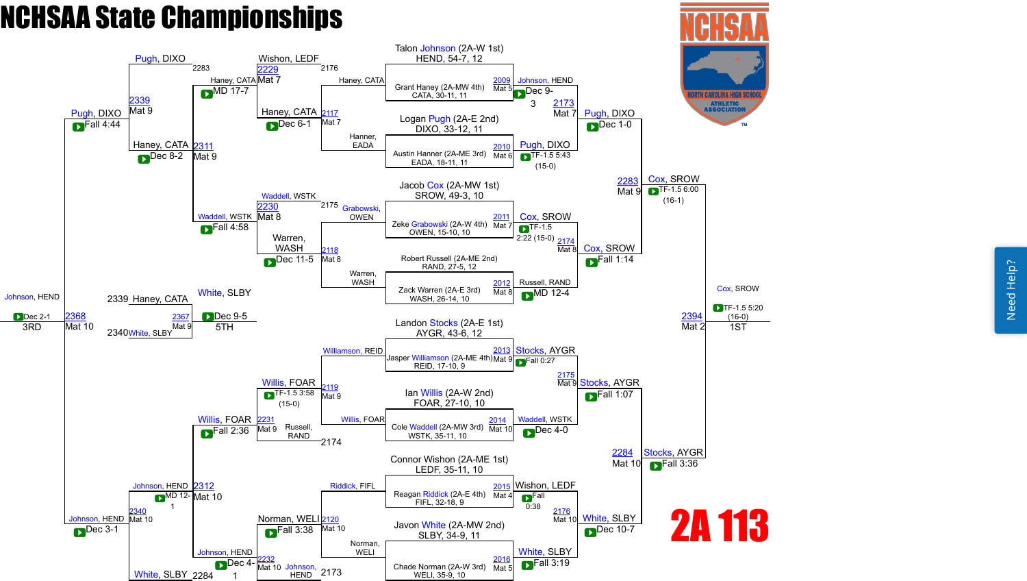# NCHSAA State Championships

## 2A 113

### Championship Bracket

**Bout 2009 (Mat 5):** Talon Johnson (2A-W 1st), HEND, 54-7, 12 vs. Grant Haney (2A-MW 4th), CATA, 30-11, 11 — Johnson, HEND, Dec 9-3

**Bout 2010 (Mat 6):** Logan Pugh (2A-E 2nd), DIXO, 33-12, 11 vs. Austin Hanner (2A-ME 3rd), EADA, 18-11, 11 — Pugh, DIXO, TF-1.5 5:43 (15-0)

**Bout 2011 (Mat 7):** Jacob Cox (2A-MW 1st), SROW, 49-3, 10 vs. Zeke Grabowski (2A-W 4th), OWEN, 15-10, 10 — Cox, SROW, TF-1.5 2:22 (15-0)

**Bout 2012 (Mat 8):** Robert Russell (2A-ME 2nd), RAND, 27-5, 12 vs. Zack Warren (2A-E 3rd), WASH, 26-14, 10 — Russell, RAND, MD 12-4

**Bout 2013 (Mat 9):** Landon Stocks (2A-E 1st), AYGR, 43-6, 12 vs. Jasper Williamson (2A-ME 4th), REID, 17-10, 9 — Stocks, AYGR, Fall 0:27

**Bout 2014 (Mat 10):** Ian Willis (2A-W 2nd), FOAR, 27-10, 10 vs. Cole Waddell (2A-MW 3rd), WSTK, 35-11, 10 — Waddell, WSTK, Dec 4-0

**Bout 2015 (Mat 4):** Connor Wishon (2A-ME 1st), LEDF, 35-11, 10 vs. Reagan Riddick (2A-E 4th), FIFL, 32-18, 9 — Wishon, LEDF, Fall 0:38

**Bout 2016 (Mat 5):** Javon White (2A-MW 2nd), SLBY, 34-9, 11 vs. Chade Norman (2A-W 3rd), WELI, 35-9, 10 — White, SLBY, Fall 3:19

**Bout 2173 (Mat 7):** Johnson, HEND vs. Pugh, DIXO — Pugh, DIXO, Dec 1-0

**Bout 2174 (Mat 8):** Cox, SROW vs. Russell, RAND — Cox, SROW, Fall 1:14

**Bout 2175 (Mat 9):** Stocks, AYGR vs. Waddell, WSTK — Stocks, AYGR, Fall 1:07

**Bout 2176 (Mat 10):** Wishon, LEDF vs. White, SLBY — White, SLBY, Dec 10-7

**Bout 2283 (Mat 9):** Pugh, DIXO vs. Cox, SROW — Cox, SROW, TF-1.5 6:00 (16-1)

**Bout 2284 (Mat 10):** Stocks, AYGR vs. White, SLBY — Stocks, AYGR, Fall 3:36

**Bout 2394 (Mat 2) — 1ST:** Cox, SROW vs. Stocks, AYGR — Cox, SROW, TF-1.5 5:20 (16-0)

### Consolation Bracket

**Bout 2117 (Mat 7):** Haney, CATA vs. Hanner, EADA — Haney, CATA, Dec 6-1

**Bout 2118 (Mat 8):** Grabowski, OWEN vs. Warren, WASH — Warren, WASH, Dec 11-5

**Bout 2119 (Mat 9):** Williamson, REID vs. Willis, FOAR — Willis, FOAR, TF-1.5 3:58 (15-0)

**Bout 2120 (Mat 10):** Riddick, FIFL vs. Norman, WELI — Norman, WELI, Fall 3:38

**Bout 2229 (Mat 7):** Wishon, LEDF (loser 2176) vs. Haney, CATA — Haney, CATA, MD 17-7

**Bout 2230 (Mat 8):** Waddell, WSTK (loser 2175) vs. Warren, WASH — Waddell, WSTK, Fall 4:58

**Bout 2231 (Mat 9):** Willis, FOAR vs. Russell, RAND (loser 2174) — Willis, FOAR, Fall 2:36

**Bout 2232 (Mat 10):** Norman, WELI vs. Johnson, HEND (loser 2173) — Johnson, HEND, Dec 4-1

**Bout 2311 (Mat 9):** Haney, CATA vs. Waddell, WSTK — Haney, CATA, Dec 8-2

**Bout 2312 (Mat 10):** Willis, FOAR vs. Johnson, HEND — Johnson, HEND, MD 12-1

**Bout 2339 (Mat 9):** Pugh, DIXO (loser 2283) vs. Haney, CATA — Pugh, DIXO, Fall 4:44

**Bout 2340 (Mat 10):** Johnson, HEND vs. White, SLBY (loser 2284) — Johnson, HEND, Dec 3-1

**Bout 2368 (Mat 10) — 3RD:** Pugh, DIXO vs. Johnson, HEND — Johnson, HEND, Dec 2-1

**Bout 2367 (Mat 9) — 5TH:** Haney, CATA (loser 2339) vs. White, SLBY (loser 2340) — White, SLBY, Dec 9-5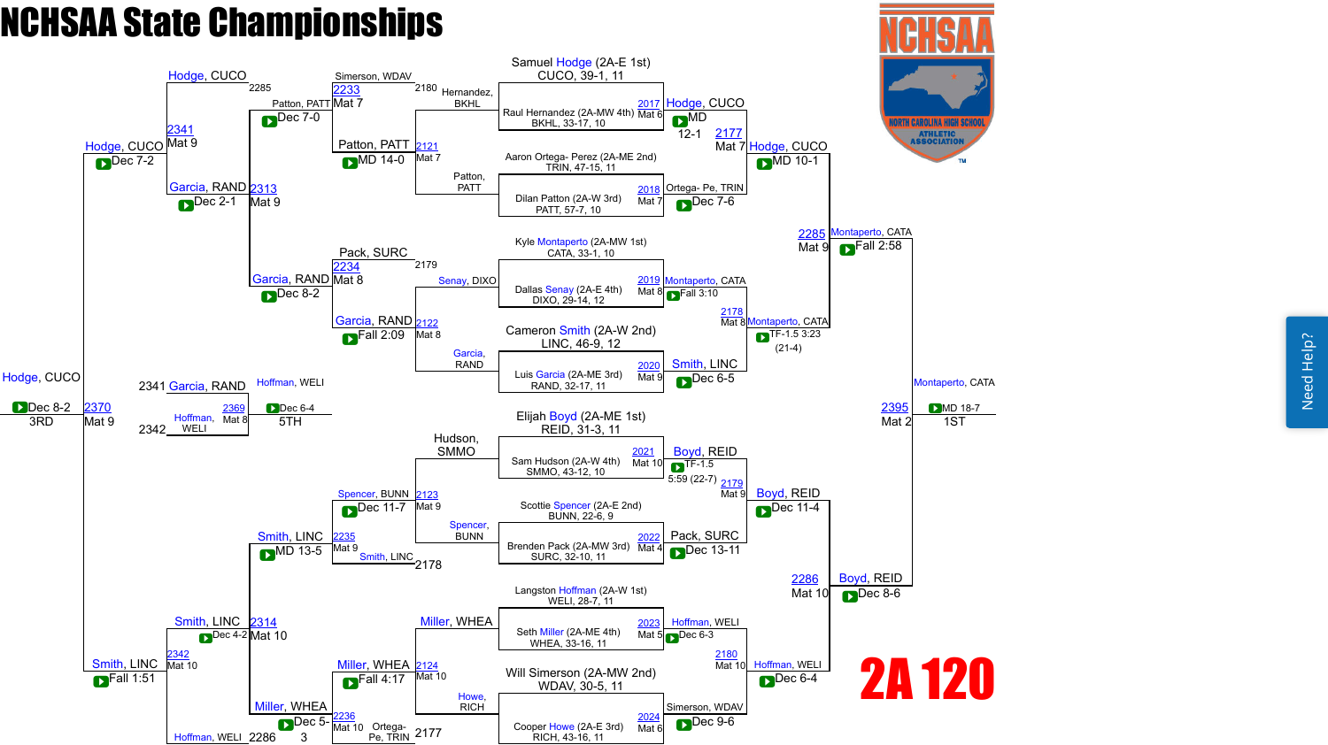# NCHSAA State Championships

## 2A 120

### Championship Bracket — First Round

- Samuel Hodge (2A-E 1st) CUCO, 39-1, 11 vs. Raul Hernandez (2A-MW 4th) BKHL, 33-17, 10 — 2017, Mat 6 — Hodge, CUCO MD 12-1
- Aaron Ortega- Perez (2A-ME 2nd) TRIN, 47-15, 11 vs. Dilan Patton (2A-W 3rd) PATT, 57-7, 10 — 2018, Mat 7 — Ortega- Pe, TRIN Dec 7-6
- Kyle Montaperto (2A-MW 1st) CATA, 33-1, 10 vs. Dallas Senay (2A-E 4th) DIXO, 29-14, 12 — 2019, Mat 8 — Montaperto, CATA Fall 3:10
- Cameron Smith (2A-W 2nd) LINC, 46-9, 12 vs. Luis Garcia (2A-ME 3rd) RAND, 32-17, 11 — 2020, Mat 9 — Smith, LINC Dec 6-5
- Elijah Boyd (2A-ME 1st) REID, 31-3, 11 vs. Sam Hudson (2A-W 4th) SMMO, 43-12, 10 — 2021, Mat 10 — Boyd, REID TF-1.5 5:59 (22-7)
- Scottie Spencer (2A-E 2nd) BUNN, 22-6, 9 vs. Brenden Pack (2A-MW 3rd) SURC, 32-10, 11 — 2022, Mat 4 — Pack, SURC Dec 13-11
- Langston Hoffman (2A-W 1st) WELI, 28-7, 11 vs. Seth Miller (2A-ME 4th) WHEA, 33-16, 11 — 2023, Mat 5 — Hoffman, WELI Dec 6-3
- Will Simerson (2A-MW 2nd) WDAV, 30-5, 11 vs. Cooper Howe (2A-E 3rd) RICH, 43-16, 11 — 2024, Mat 6 — Simerson, WDAV Dec 9-6

### Championship Bracket — Quarterfinals

- 2177, Mat 7 — Hodge, CUCO MD 10-1
- 2178, Mat 8 — Montaperto, CATA TF-1.5 3:23 (21-4)
- 2179, Mat 9 — Boyd, REID Dec 11-4
- 2180, Mat 10 — Hoffman, WELI Dec 6-4

### Championship Bracket — Semifinals

- 2285, Mat 9 — Montaperto, CATA Fall 2:58
- 2286, Mat 10 — Boyd, REID Dec 8-6

### Championship Final

- 2395, Mat 2 — Montaperto, CATA MD 18-7 — 1ST

### Consolation Bracket

**Consolation Round 1**

- Hernandez, BKHL vs. Patton, PATT — 2121, Mat 7 — Patton, PATT MD 14-0
- Senay, DIXO vs. Garcia, RAND — 2122, Mat 8 — Garcia, RAND Fall 2:09
- Hudson, SMMO vs. Spencer, BUNN — 2123, Mat 9 — Spencer, BUNN Dec 11-7
- Miller, WHEA vs. Howe, RICH — 2124, Mat 10 — Miller, WHEA Fall 4:17

**Consolation Round 2**

- Simerson, WDAV (2180) vs. Patton, PATT — 2233, Mat 7 — Patton, PATT Dec 7-0
- Pack, SURC (2179) vs. Garcia, RAND — 2234, Mat 8 — Garcia, RAND Dec 8-2
- Spencer, BUNN vs. Smith, LINC (2178) — 2235, Mat 9 — Smith, LINC MD 13-5
- Miller, WHEA vs. Ortega- Pe, TRIN (2177) — 2236, Mat 10 — Miller, WHEA Dec 5-3

**Consolation Quarterfinals**

- Hodge, CUCO (2285) vs. Patton, PATT — 2313, Mat 9 — Garcia, RAND Dec 2-1 (Garcia, RAND advances; 2341, Mat 9 — Hodge, CUCO)
- 2313, Mat 9 — Garcia, RAND Dec 2-1
- 2314, Mat 10 — Smith, LINC Dec 4-2 (vs. Miller, WHEA)

**Consolation Semifinals**

- 2341, Mat 9 — Hodge, CUCO vs. Garcia, RAND — Hodge, CUCO Dec 7-2
- 2342, Mat 10 — Smith, LINC vs. Hoffman, WELI (2286) — Smith, LINC Fall 1:51

**3rd Place**

- 2370, Mat 9 — Hodge, CUCO Dec 8-2 — 3RD

**5th Place**

- 2369, Mat 8 — Garcia, RAND (2341) vs. Hoffman, WELI (2342) — Hoffman, WELI Dec 6-4 — 5TH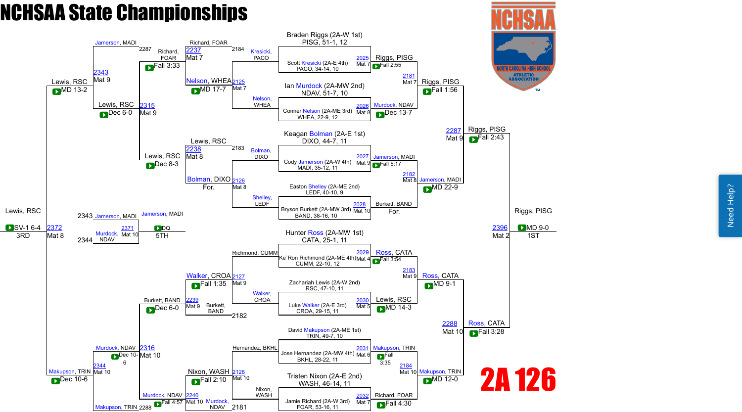# NCHSAA State Championships

## 2A 126

### Championship Bracket

**First Round**

| Bout | Mat | Wrestler 1 | Wrestler 2 | Winner | Result |
|---|---|---|---|---|---|
| 2025 | Mat 7 | Braden Riggs (2A-W 1st) PISG, 51-1, 12 | Scott Kresicki (2A-E 4th) PACO, 34-14, 10 | Riggs, PISG | Fall 2:55 |
| 2026 | Mat 8 | Ian Murdock (2A-MW 2nd) NDAV, 51-7, 10 | Conner Nelson (2A-ME 3rd) WHEA, 22-9, 12 | Murdock, NDAV | Dec 13-7 |
| 2027 | Mat 9 | Keagan Bolman (2A-E 1st) DIXO, 44-7, 11 | Cody Jamerson (2A-W 4th) MADI, 35-12, 11 | Jamerson, MADI | Fall 5:17 |
| 2028 | Mat 10 | Easton Shelley (2A-ME 2nd) LEDF, 40-10, 9 | Bryson Burkett (2A-MW 3rd) BAND, 38-16, 10 | Burkett, BAND | For. |
| 2029 | Mat 4 | Hunter Ross (2A-MW 1st) CATA, 25-1, 11 | Ke`Ron Richmond (2A-ME 4th) CUMM, 22-10, 12 | Ross, CATA | Fall 3:54 |
| 2030 | Mat 5 | Zachariah Lewis (2A-W 2nd) RSC, 47-10, 11 | Luke Walker (2A-E 3rd) CROA, 29-15, 11 | Lewis, RSC | MD 14-3 |
| 2031 | Mat 6 | David Makupson (2A-ME 1st) TRIN, 49-7, 10 | Jose Hernandez (2A-MW 4th) BKHL, 28-22, 11 | Makupson, TRIN | Fall 3:35 |
| 2032 | Mat 7 | Tristen Nixon (2A-E 2nd) WASH, 46-14, 11 | Jamie Richard (2A-W 3rd) FOAR, 53-16, 11 | Richard, FOAR | Fall 4:30 |

**Quarterfinals**

| Bout | Mat | Winner | Result |
|---|---|---|---|
| 2181 | Mat 7 | Riggs, PISG | Fall 1:56 |
| 2182 | Mat 8 | Jamerson, MADI | MD 22-9 |
| 2183 | Mat 9 | Ross, CATA | MD 9-1 |
| 2184 | Mat 10 | Makupson, TRIN | MD 12-0 |

**Semifinals**

| Bout | Mat | Winner | Result |
|---|---|---|---|
| 2287 | Mat 9 | Riggs, PISG | Fall 2:43 |
| 2288 | Mat 10 | Ross, CATA | Fall 3:28 |

**Final**

| Bout | Mat | Winner | Result | Place |
|---|---|---|---|---|
| 2396 | Mat 2 | Riggs, PISG | MD 9-0 | 1ST |

### Consolation Bracket

**Consolation Round 1**

| Bout | Mat | Wrestler 1 | Wrestler 2 | Winner | Result |
|---|---|---|---|---|---|
| 2125 | Mat 7 | Kresicki, PACO | Nelson, WHEA | Nelson, WHEA | MD 17-7 |
| 2126 | Mat 8 | Bolman, DIXO | Shelley, LEDF | Bolman, DIXO | For. |
| 2127 | Mat 9 | Richmond, CUMM | Walker, CROA | Walker, CROA | Fall 1:35 |
| 2128 | Mat 10 | Hernandez, BKHL | Nixon, WASH | Nixon, WASH | Fall 2:10 |

**Consolation Round 2**

| Bout | Mat | Wrestler 1 | Wrestler 2 | Winner | Result |
|---|---|---|---|---|---|
| 2237 | Mat 7 | Richard, FOAR (from 2184) | Nelson, WHEA | Richard, FOAR | Fall 3:33 |
| 2238 | Mat 8 | Lewis, RSC (from 2183) | Bolman, DIXO | Lewis, RSC | Dec 8-3 |
| 2239 | Mat 9 | Walker, CROA | Burkett, BAND (from 2182) | Burkett, BAND | Dec 6-0 |
| 2240 | Mat 10 | Nixon, WASH | Murdock, NDAV (from 2181) | Murdock, NDAV | Fall 4:57 |

**Consolation Quarterfinals**

| Bout | Mat | Wrestler 1 | Wrestler 2 | Winner | Result |
|---|---|---|---|---|---|
| 2315 | Mat 9 | Richard, FOAR | Lewis, RSC | Lewis, RSC | Dec 6-0 |
| 2316 | Mat 10 | Burkett, BAND | Murdock, NDAV | Murdock, NDAV | Dec 10-6 |

**Consolation Semifinals**

| Bout | Mat | Wrestler 1 | Wrestler 2 | Winner | Result |
|---|---|---|---|---|---|
| 2343 | Mat 9 | Jamerson, MADI (from 2287) | Lewis, RSC | Lewis, RSC | MD 13-2 |
| 2344 | Mat 10 | Murdock, NDAV | Makupson, TRIN (from 2288) | Makupson, TRIN | Dec 10-6 |

**5th Place**

| Bout | Mat | Wrestler 1 | Wrestler 2 | Winner | Result | Place |
|---|---|---|---|---|---|---|
| 2371 | Mat 10 | Jamerson, MADI (from 2343) | Murdock, NDAV (from 2344) | Jamerson, MADI | DQ | 5TH |

**3rd Place**

| Bout | Mat | Wrestler 1 | Wrestler 2 | Winner | Result | Place |
|---|---|---|---|---|---|---|
| 2372 | Mat 8 | Lewis, RSC | Makupson, TRIN | Lewis, RSC | SV-1 6-4 | 3RD |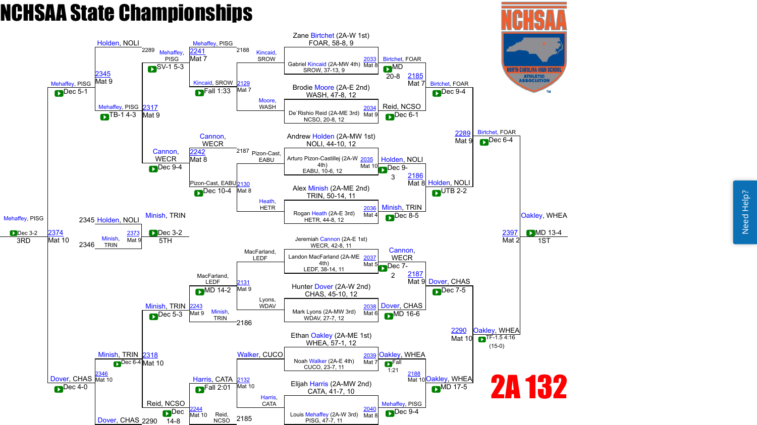# NCHSAA State Championships

## 2A 132

### Championship Bracket – First Round

| Bout | Mat | Wrestler 1 | Wrestler 2 | Winner | Result |
|---|---|---|---|---|---|
| 2033 | Mat 8 | Zane Birtchet (2A-W 1st), FOAR, 58-8, 9 | Gabriel Kincaid (2A-MW 4th), SROW, 37-13, 9 | Birtchet, FOAR | MD 20-8 |
| 2034 | Mat 9 | Brodie Moore (2A-E 2nd), WASH, 47-8, 12 | De`Rishio Reid (2A-ME 3rd), NCSO, 20-8, 12 | Reid, NCSO | Dec 6-1 |
| 2035 | Mat 10 | Andrew Holden (2A-MW 1st), NOLI, 44-10, 12 | Arturo Pizon-Castillej (2A-W 4th), EABU, 10-6, 12 | Holden, NOLI | Dec 9-3 |
| 2036 | Mat 4 | Alex Minish (2A-ME 2nd), TRIN, 50-14, 11 | Rogan Heath (2A-E 3rd), HETR, 44-8, 12 | Minish, TRIN | Dec 8-5 |
| 2037 | Mat 5 | Jeremiah Cannon (2A-E 1st), WECR, 42-8, 11 | Landon MacFarland (2A-ME 4th), LEDF, 38-14, 11 | Cannon, WECR | Dec 7-2 |
| 2038 | Mat 6 | Hunter Dover (2A-W 2nd), CHAS, 45-10, 12 | Mark Lyons (2A-MW 3rd), WDAV, 27-7, 12 | Dover, CHAS | MD 16-6 |
| 2039 | Mat 7 | Ethan Oakley (2A-ME 1st), WHEA, 57-1, 12 | Noah Walker (2A-E 4th), CUCO, 23-7, 11 | Oakley, WHEA | Fall 1:21 |
| 2040 | Mat 8 | Elijah Harris (2A-MW 2nd), CATA, 41-7, 10 | Louis Mehaffey (2A-W 3rd), PISG, 47-7, 11 | Mehaffey, PISG | Dec 9-4 |

### Championship Quarterfinals

| Bout | Mat | Wrestler 1 | Wrestler 2 | Winner | Result |
|---|---|---|---|---|---|
| 2185 | Mat 7 | Birtchet, FOAR | Reid, NCSO | Birtchet, FOAR | Dec 9-4 |
| 2186 | Mat 8 | Holden, NOLI | Minish, TRIN | Holden, NOLI | UTB 2-2 |
| 2187 | Mat 9 | Cannon, WECR | Dover, CHAS | Dover, CHAS | Dec 7-5 |
| 2188 | Mat 10 | Oakley, WHEA | Mehaffey, PISG | Oakley, WHEA | MD 17-5 |

### Championship Semifinals

| Bout | Mat | Wrestler 1 | Wrestler 2 | Winner | Result |
|---|---|---|---|---|---|
| 2289 | Mat 9 | Birtchet, FOAR | Holden, NOLI | Birtchet, FOAR | Dec 6-4 |
| 2290 | Mat 10 | Dover, CHAS | Oakley, WHEA | Oakley, WHEA | TF-1.5 4:16 (15-0) |

### Championship Final

| Bout | Mat | Wrestler 1 | Wrestler 2 | Winner | Result |
|---|---|---|---|---|---|
| 2397 | Mat 2 | Birtchet, FOAR | Oakley, WHEA | Oakley, WHEA | MD 13-4 (1ST) |

### Consolation Bracket

| Bout | Mat | Wrestler 1 | Wrestler 2 | Winner | Result |
|---|---|---|---|---|---|
| 2129 | Mat 7 | Kincaid, SROW | Moore, WASH | Kincaid, SROW | Fall 1:33 |
| 2130 | Mat 8 | Pizon-Cast, EABU | Heath, HETR | Pizon-Cast, EABU | Dec 10-4 |
| 2131 | Mat 9 | MacFarland, LEDF | Lyons, WDAV | MacFarland, LEDF | MD 14-2 |
| 2132 | Mat 10 | Walker, CUCO | Harris, CATA | Harris, CATA | Fall 2:01 |
| 2241 | Mat 7 | Mehaffey, PISG (2188) | Kincaid, SROW | Mehaffey, PISG | SV-1 5-3 |
| 2242 | Mat 8 | Cannon, WECR (2187) | Pizon-Cast, EABU | Cannon, WECR | Dec 9-4 |
| 2243 | Mat 9 | MacFarland, LEDF | Minish, TRIN (2186) | Minish, TRIN | Dec 5-3 |
| 2244 | Mat 10 | Harris, CATA | Reid, NCSO (2185) | Reid, NCSO | Dec 14-8 |
| 2317 | Mat 9 | Mehaffey, PISG | Cannon, WECR | Mehaffey, PISG | TB-1 4-3 |
| 2318 | Mat 10 | Minish, TRIN | Reid, NCSO | Minish, TRIN | Dec 6-4 |
| 2345 | Mat 9 | Holden, NOLI (2289) | Mehaffey, PISG | Mehaffey, PISG | Dec 5-1 |
| 2346 | Mat 10 | Minish, TRIN | Dover, CHAS (2290) | Dover, CHAS | Dec 4-0 |
| 2373 | Mat 9 | Holden, NOLI (2345) | Minish, TRIN (2346) | Minish, TRIN | Dec 3-2 (5TH) |
| 2374 | Mat 10 | Mehaffey, PISG | Dover, CHAS | Mehaffey, PISG | Dec 3-2 (3RD) |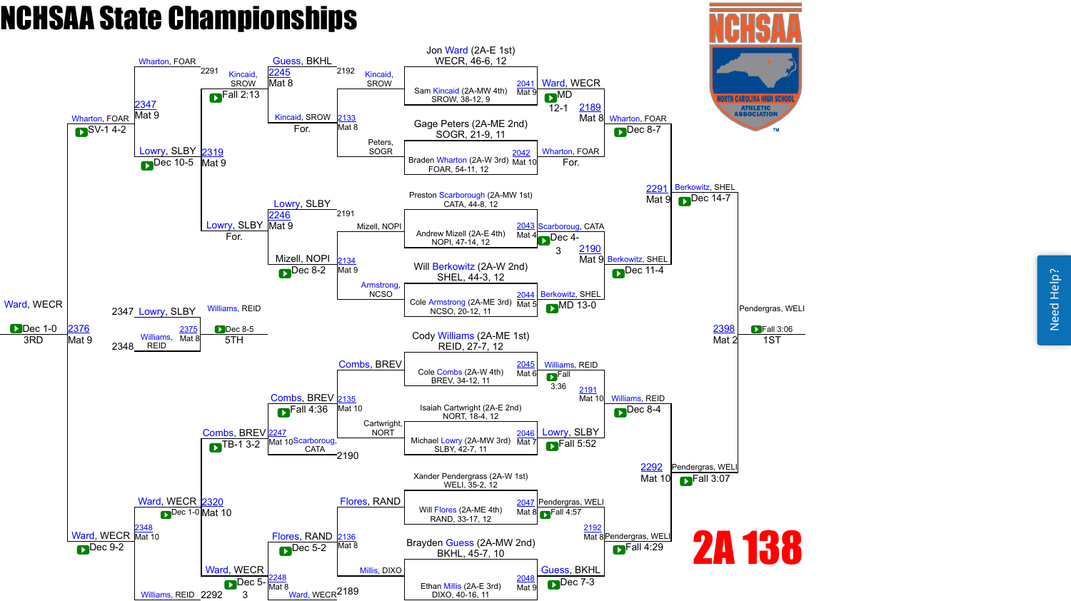# NCHSAA State Championships

## 2A 138

### Championship Bracket – First Round

| Match | Wrestler | Wrestler | Winner | Result |
|---|---|---|---|---|
| 2041 (Mat 9) | Jon Ward (2A-E 1st) WECR, 46-6, 12 | Sam Kincaid (2A-MW 4th) SROW, 38-12, 9 | Ward, WECR | MD 12-1 |
| 2042 (Mat 10) | Gage Peters (2A-ME 2nd) SOGR, 21-9, 11 | Braden Wharton (2A-W 3rd) FOAR, 54-11, 12 | Wharton, FOAR | For. |
| 2043 (Mat 4) | Preston Scarborough (2A-MW 1st) CATA, 44-8, 12 | Andrew Mizell (2A-E 4th) NOPI, 47-14, 12 | Scarboroug, CATA | Dec 4-3 |
| 2044 (Mat 5) | Will Berkowitz (2A-W 2nd) SHEL, 44-3, 12 | Cole Armstrong (2A-ME 3rd) NCSO, 20-12, 11 | Berkowitz, SHEL | MD 13-0 |
| 2045 (Mat 6) | Cody Williams (2A-ME 1st) REID, 27-7, 12 | Cole Combs (2A-W 4th) BREV, 34-12, 11 | Williams, REID | Fall 3:36 |
| 2046 (Mat 7) | Isaiah Cartwright (2A-E 2nd) NORT, 18-4, 12 | Michael Lowry (2A-MW 3rd) SLBY, 42-7, 11 | Lowry, SLBY | Fall 5:52 |
| 2047 (Mat 8) | Xander Pendergrass (2A-W 1st) WELI, 35-2, 12 | Will Flores (2A-ME 4th) RAND, 33-17, 12 | Pendergras, WELI | Fall 4:57 |
| 2048 (Mat 9) | Brayden Guess (2A-MW 2nd) BKHL, 45-7, 10 | Ethan Millis (2A-E 3rd) DIXO, 40-16, 11 | Guess, BKHL | Dec 7-3 |

### Championship Quarterfinals

| Match | Wrestler | Wrestler | Winner | Result |
|---|---|---|---|---|
| 2189 (Mat 8) | Ward, WECR | Wharton, FOAR | Wharton, FOAR | Dec 8-7 |
| 2190 (Mat 9) | Scarboroug, CATA | Berkowitz, SHEL | Berkowitz, SHEL | Dec 11-4 |
| 2191 (Mat 10) | Williams, REID | Lowry, SLBY | Williams, REID | Dec 8-4 |
| 2192 (Mat 8) | Pendergras, WELI | Guess, BKHL | Pendergras, WELI | Fall 4:29 |

### Championship Semifinals

| Match | Wrestler | Wrestler | Winner | Result |
|---|---|---|---|---|
| 2291 (Mat 9) | Wharton, FOAR | Berkowitz, SHEL | Berkowitz, SHEL | Dec 14-7 |
| 2292 (Mat 10) | Williams, REID | Pendergras, WELI | Pendergras, WELI | Fall 3:07 |

### Championship Final

| Match | Wrestler | Wrestler | Winner | Result |
|---|---|---|---|---|
| 2398 (Mat 2) | Berkowitz, SHEL | Pendergras, WELI | Pendergras, WELI | Fall 3:06 — 1ST |

### Consolation Bracket

| Match | Wrestler | Wrestler | Winner | Result |
|---|---|---|---|---|
| 2133 (Mat 8) | Kincaid, SROW | Peters, SOGR | Kincaid, SROW | For. |
| 2134 (Mat 9) | Mizell, NOPI | Armstrong, NCSO | Mizell, NOPI | Dec 8-2 |
| 2135 (Mat 10) | Combs, BREV | Cartwright, NORT | Combs, BREV | Fall 4:36 |
| 2136 (Mat 8) | Flores, RAND | Millis, DIXO | Flores, RAND | Dec 5-2 |
| 2245 (Mat 8) | Guess, BKHL (L 2192) | Kincaid, SROW | Kincaid, SROW | Fall 2:13 |
| 2246 (Mat 9) | Lowry, SLBY (L 2191) | Mizell, NOPI | Lowry, SLBY | For. |
| 2247 (Mat 10) | Combs, BREV | Scarboroug, CATA (L 2190) | Combs, BREV | TB-1 3-2 |
| 2248 (Mat 8) | Flores, RAND | Ward, WECR (L 2189) | Ward, WECR | Dec 5-3 |
| 2319 (Mat 9) | Lowry, SLBY | Kincaid, SROW | Lowry, SLBY | Dec 10-5 |
| 2320 (Mat 10) | Combs, BREV | Ward, WECR | Ward, WECR | Dec 1-0 |
| 2347 (Mat 9) | Wharton, FOAR (L 2291) | Lowry, SLBY | Wharton, FOAR | SV-1 4-2 |
| 2348 (Mat 10) | Ward, WECR | Williams, REID (L 2292) | Ward, WECR | Dec 9-2 |
| 2376 (Mat 9) | Wharton, FOAR | Ward, WECR | Ward, WECR | Dec 1-0 — 3RD |
| 2375 (Mat 8) | Lowry, SLBY (L 2347) | Williams, REID (L 2348) | Williams, REID | Dec 8-5 — 5TH |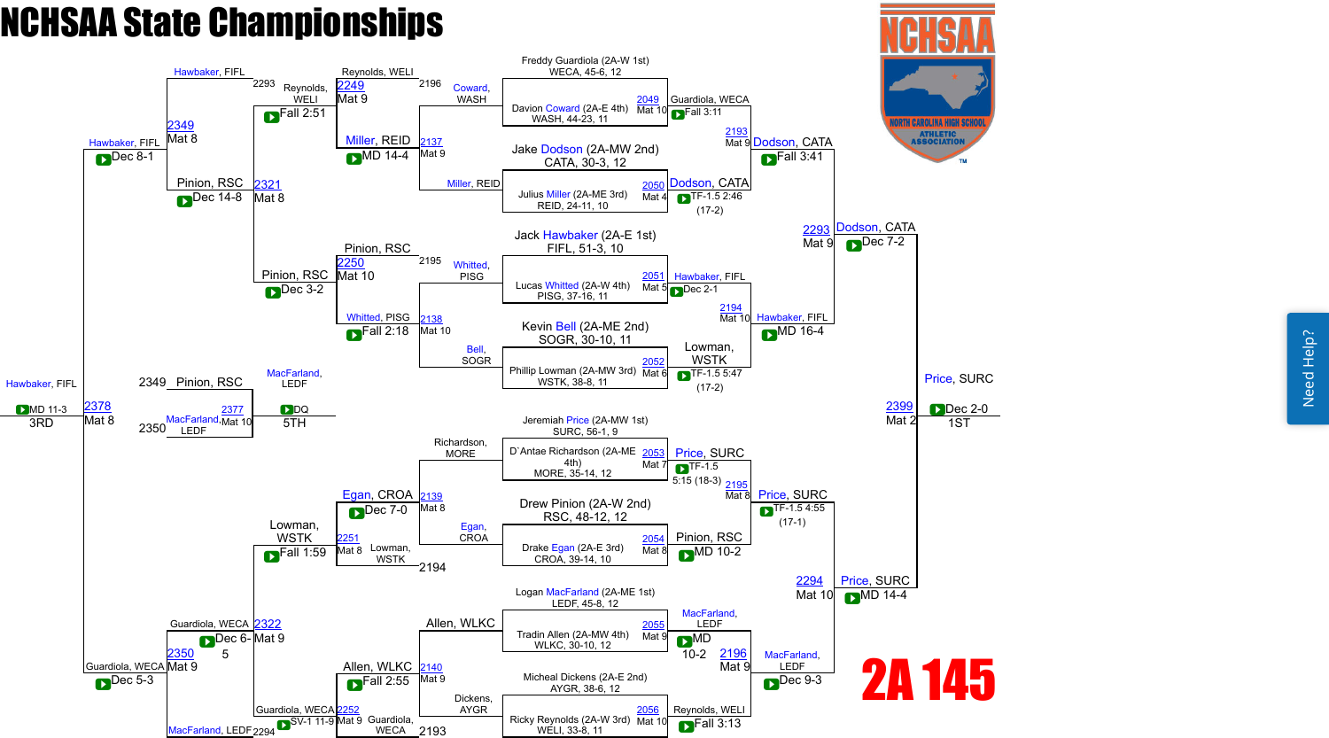# NCHSAA State Championships

## 2A 145

### Championship Bracket

**First Round**

- Freddy Guardiola (2A-W 1st) WECA, 45-6, 12 vs. Davion Coward (2A-E 4th) WASH, 44-23, 11 — 2049, Mat 10 — Guardiola, WECA — Fall 3:11
- Jake Dodson (2A-MW 2nd) CATA, 30-3, 12 vs. Julius Miller (2A-ME 3rd) REID, 24-11, 10 — 2050, Mat 4 — Dodson, CATA — TF-1.5 2:46 (17-2)
- Jack Hawbaker (2A-E 1st) FIFL, 51-3, 10 vs. Lucas Whitted (2A-W 4th) PISG, 37-16, 11 — 2051, Mat 5 — Hawbaker, FIFL — Dec 2-1
- Kevin Bell (2A-ME 2nd) SOGR, 30-10, 11 vs. Phillip Lowman (2A-MW 3rd) WSTK, 38-8, 11 — 2052, Mat 6 — Lowman, WSTK — TF-1.5 5:47 (17-2)
- Jeremiah Price (2A-MW 1st) SURC, 56-1, 9 vs. D`Antae Richardson (2A-ME 4th) MORE, 35-14, 12 — 2053, Mat 7 — Price, SURC — TF-1.5 5:15 (18-3)
- Drew Pinion (2A-W 2nd) RSC, 48-12, 12 vs. Drake Egan (2A-E 3rd) CROA, 39-14, 10 — 2054, Mat 8 — Pinion, RSC — MD 10-2
- Logan MacFarland (2A-ME 1st) LEDF, 45-8, 12 vs. Tradin Allen (2A-MW 4th) WLKC, 30-10, 12 — 2055, Mat 9 — MacFarland, LEDF — MD 10-2
- Micheal Dickens (2A-E 2nd) AYGR, 38-6, 12 vs. Ricky Reynolds (2A-W 3rd) WELI, 33-8, 11 — 2056, Mat 10 — Reynolds, WELI — Fall 3:13

**Quarterfinals**

- Guardiola, WECA vs. Dodson, CATA — 2193, Mat 9 — Dodson, CATA — Fall 3:41
- Hawbaker, FIFL vs. Lowman, WSTK — 2194, Mat 10 — Hawbaker, FIFL — MD 16-4
- Price, SURC vs. Pinion, RSC — 2195, Mat 8 — Price, SURC — TF-1.5 4:55 (17-1)
- MacFarland, LEDF vs. Reynolds, WELI — 2196, Mat 9 — MacFarland, LEDF — Dec 9-3

**Semifinals**

- Dodson, CATA vs. Hawbaker, FIFL — 2293, Mat 9 — Dodson, CATA — Dec 7-2
- Price, SURC vs. MacFarland, LEDF — 2294, Mat 10 — Price, SURC — MD 14-4

**Final**

- Dodson, CATA vs. Price, SURC — 2399, Mat 2 — Price, SURC — Dec 2-0 — 1ST

### Consolation Bracket

**Consolation First Round**

- Coward, WASH vs. Miller, REID — 2137, Mat 9 — Miller, REID — MD 14-4
- Whitted, PISG vs. Bell, SOGR — 2138, Mat 10 — Whitted, PISG — Fall 2:18
- Richardson, MORE vs. Egan, CROA — 2139, Mat 8 — Egan, CROA — Dec 7-0
- Allen, WLKC vs. Dickens, AYGR — 2140, Mat 9 — Allen, WLKC — Fall 2:55

**Consolation Second Round**

- Reynolds, WELI (2196) vs. Miller, REID — 2249, Mat 9 — Reynolds, WELI — Fall 2:51
- Pinion, RSC (2195) vs. Whitted, PISG — 2250, Mat 10 — Pinion, RSC — Dec 3-2
- Egan, CROA vs. Lowman, WSTK (2194) — 2251, Mat 8 — Lowman, WSTK — Fall 1:59
- Allen, WLKC vs. Guardiola, WECA (2193) — 2252, Mat 9 — Guardiola, WECA — SV-1 11-9

**Consolation Quarterfinals**

- Hawbaker, FIFL (2293) vs. Reynolds, WELI — 2349, Mat 8 — Hawbaker, FIFL — Dec 8-1
- Pinion, RSC vs. Lowman, WSTK — 2321, Mat 8 — Pinion, RSC — Dec 14-8
- Guardiola, WECA vs. MacFarland, LEDF (2294) — 2350, Mat 9 — Guardiola, WECA — Dec 5-3

**Consolation Semifinals**

- Guardiola, WECA vs. Lowman, WSTK — 2322, Mat 9 — Guardiola, WECA — Dec 6-5

**Third Place**

- Hawbaker, FIFL vs. Guardiola, WECA — 2378, Mat 8 — Hawbaker, FIFL — MD 11-3 — 3RD

**Fifth Place**

- Pinion, RSC (2349) vs. MacFarland, LEDF (2350) — 2377, Mat 10 — MacFarland, LEDF — DQ — 5TH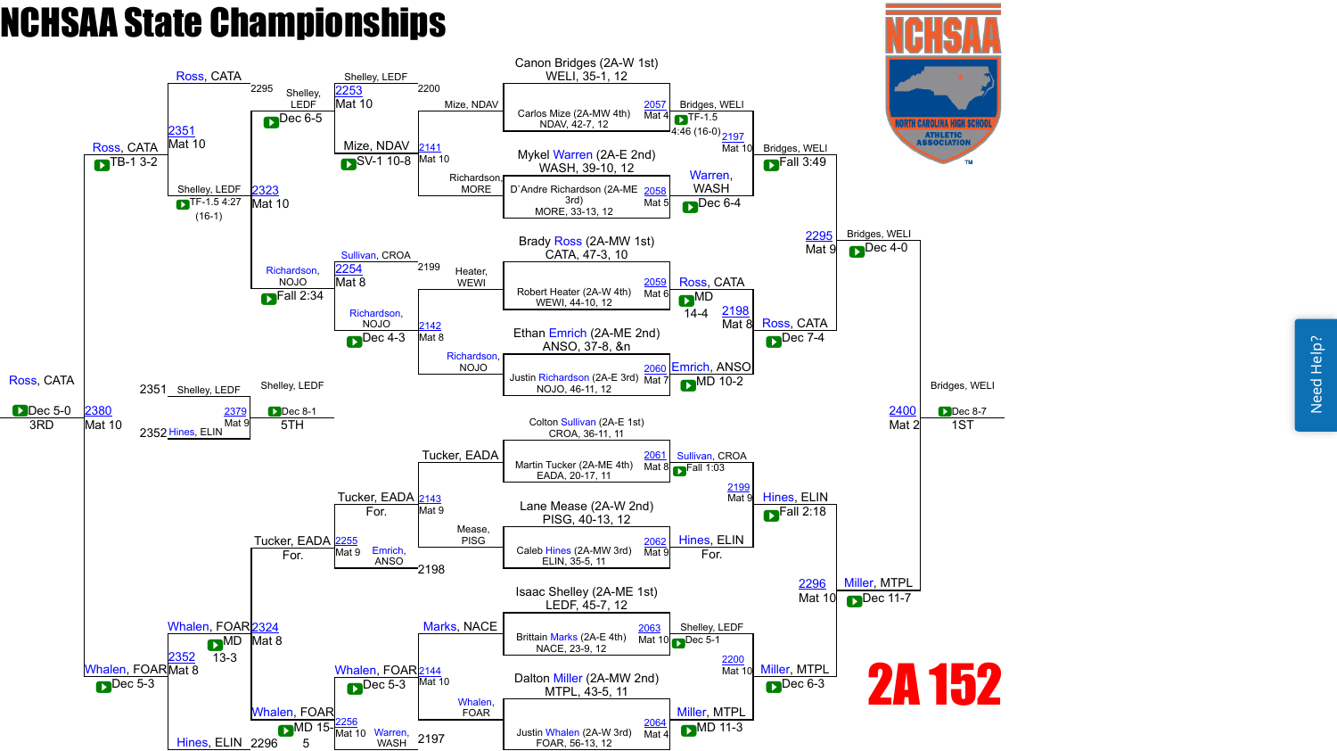# NCHSAA State Championships

## 2A 152

### Championship Bracket

**First Round**

| Bout | Mat | Wrestler 1 | Wrestler 2 | Winner | Result |
|---|---|---|---|---|---|
| 2057 | Mat 4 | Canon Bridges (2A-W 1st) WELI, 35-1, 12 | Carlos Mize (2A-MW 4th) NDAV, 42-7, 12 | Bridges, WELI | TF-1.5 4:46 (16-0) |
| 2058 | Mat 5 | Mykel Warren (2A-E 2nd) WASH, 39-10, 12 | D'Andre Richardson (2A-ME 3rd) MORE, 33-13, 12 | Warren, WASH | Dec 6-4 |
| 2059 | Mat 6 | Brady Ross (2A-MW 1st) CATA, 47-3, 10 | Robert Heater (2A-W 4th) WEWI, 44-10, 12 | Ross, CATA | MD 14-4 |
| 2060 | Mat 7 | Ethan Emrich (2A-ME 2nd) ANSO, 37-8, &n | Justin Richardson (2A-E 3rd) NOJO, 46-11, 12 | Emrich, ANSO | MD 10-2 |
| 2061 | Mat 8 | Colton Sullivan (2A-E 1st) CROA, 36-11, 11 | Martin Tucker (2A-ME 4th) EADA, 20-17, 11 | Sullivan, CROA | Fall 1:03 |
| 2062 | Mat 9 | Lane Mease (2A-W 2nd) PISG, 40-13, 12 | Caleb Hines (2A-MW 3rd) ELIN, 35-5, 11 | Hines, ELIN | For. |
| 2063 | Mat 10 | Isaac Shelley (2A-ME 1st) LEDF, 45-7, 12 | Brittain Marks (2A-E 4th) NACE, 23-9, 12 | Shelley, LEDF | Dec 5-1 |
| 2064 | Mat 4 | Dalton Miller (2A-MW 2nd) MTPL, 43-5, 11 | Justin Whalen (2A-W 3rd) FOAR, 56-13, 12 | Miller, MTPL | MD 11-3 |

**Quarterfinals**

| Bout | Mat | Winner | Result |
|---|---|---|---|
| 2197 | Mat 10 | Bridges, WELI | Fall 3:49 |
| 2198 | Mat 8 | Ross, CATA | Dec 7-4 |
| 2199 | Mat 9 | Hines, ELIN | Fall 2:18 |
| 2200 | Mat 10 | Miller, MTPL | Dec 6-3 |

**Semifinals**

| Bout | Mat | Winner | Result |
|---|---|---|---|
| 2295 | Mat 9 | Bridges, WELI | Dec 4-0 |
| 2296 | Mat 10 | Miller, MTPL | Dec 11-7 |

**Final (1st Place)**

| Bout | Mat | Winner | Result |
|---|---|---|---|
| 2400 | Mat 2 | Bridges, WELI | Dec 8-7 |

### Consolation Bracket

**Consolation First Round**

| Bout | Mat | Losers | Winner | Result |
|---|---|---|---|---|
| 2141 | Mat 10 | Mize, NDAV vs Richardson, MORE | Mize, NDAV | SV-1 10-8 |
| 2142 | Mat 8 | Heater, WEWI vs Richardson, NOJO | Richardson, NOJO | Dec 4-3 |
| 2143 | Mat 9 | Tucker, EADA vs Mease, PISG | Tucker, EADA | For. |
| 2144 | Mat 10 | Marks, NACE vs Whalen, FOAR | Whalen, FOAR | Dec 5-3 |

**Consolation Second Round**

| Bout | Mat | Wrestlers | Winner | Result |
|---|---|---|---|---|
| 2253 | Mat 10 | Shelley, LEDF (L2200) vs Mize, NDAV | Shelley, LEDF | Dec 6-5 |
| 2254 | Mat 8 | Sullivan, CROA (L2199) vs Richardson, NOJO | Richardson, NOJO | Fall 2:34 |
| 2255 | Mat 9 | Tucker, EADA vs Emrich, ANSO (L2198) | Tucker, EADA | For. |
| 2256 | Mat 10 | Whalen, FOAR vs Warren, WASH (L2197) | Whalen, FOAR | MD 15-5 |

**Consolation Quarterfinals**

| Bout | Mat | Wrestlers | Winner | Result |
|---|---|---|---|---|
| 2323 | Mat 10 | Shelley, LEDF vs Richardson, NOJO | Shelley, LEDF | TF-1.5 4:27 (16-1) |
| 2324 | Mat 8 | Tucker, EADA vs Whalen, FOAR | Whalen, FOAR | MD 13-3 |

**Consolation Semifinals**

| Bout | Mat | Wrestlers | Winner | Result |
|---|---|---|---|---|
| 2351 | Mat 10 | Ross, CATA (L2295) vs Shelley, LEDF | Ross, CATA | TB-1 3-2 |
| 2352 | Mat 8 | Whalen, FOAR vs Hines, ELIN (L2296) | Whalen, FOAR | Dec 5-3 |

**3rd Place**

| Bout | Mat | Wrestlers | Winner | Result |
|---|---|---|---|---|
| 2380 | Mat 10 | Ross, CATA vs Whalen, FOAR | Ross, CATA | Dec 5-0 |

**5th Place**

| Bout | Mat | Wrestlers | Winner | Result |
|---|---|---|---|---|
| 2379 | Mat 9 | Shelley, LEDF (L2351) vs Hines, ELIN (L2352) | Shelley, LEDF | Dec 8-1 |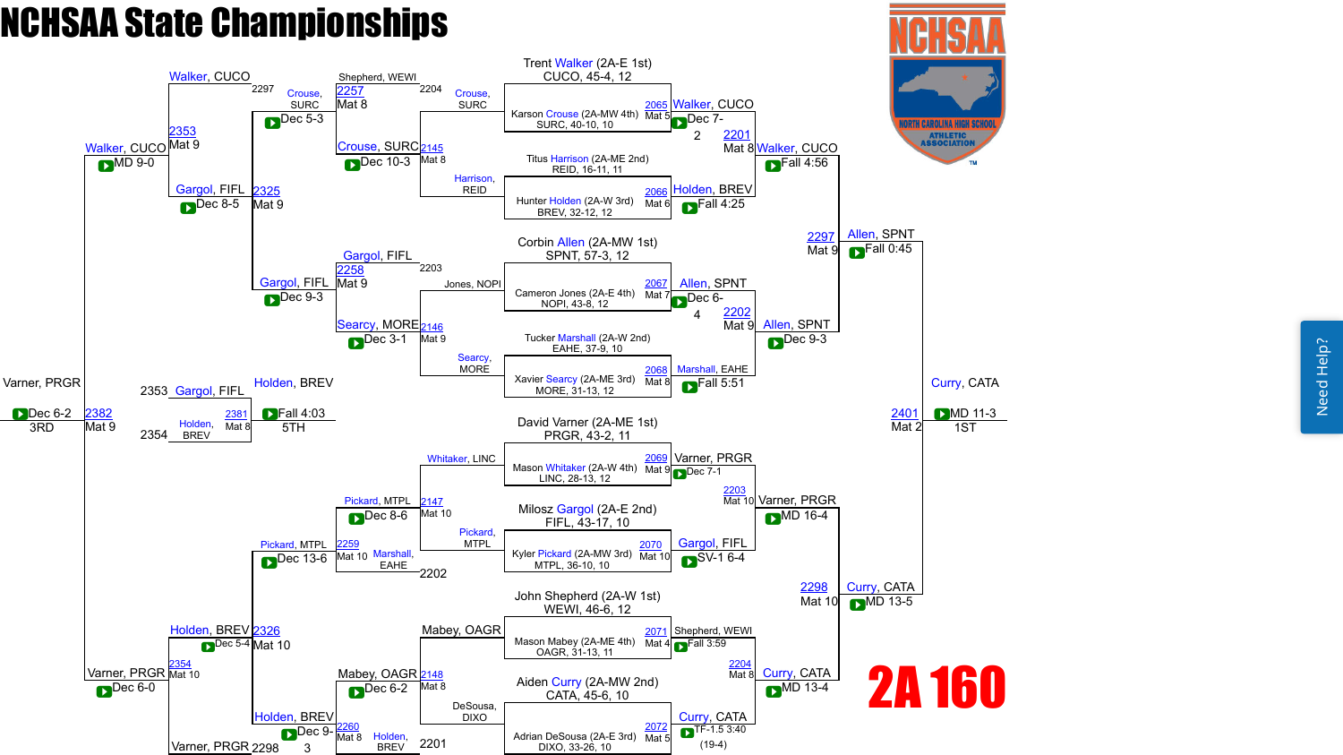# NCHSAA State Championships

## 2A 160

### Championship Bracket – First Round

| Bout | Mat | Wrestler 1 | Wrestler 2 | Winner | Result |
|---|---|---|---|---|---|
| 2065 | Mat 5 | Trent Walker (2A-E 1st) CUCO, 45-4, 12 | Karson Crouse (2A-MW 4th) SURC, 40-10, 10 | Walker, CUCO | Dec 7-2 |
| 2066 | Mat 6 | Titus Harrison (2A-ME 2nd) REID, 16-11, 11 | Hunter Holden (2A-W 3rd) BREV, 32-12, 12 | Holden, BREV | Fall 4:25 |
| 2067 | Mat 7 | Corbin Allen (2A-MW 1st) SPNT, 57-3, 12 | Cameron Jones (2A-E 4th) NOPI, 43-8, 12 | Allen, SPNT | Dec 6-4 |
| 2068 | Mat 8 | Tucker Marshall (2A-W 2nd) EAHE, 37-9, 10 | Xavier Searcy (2A-ME 3rd) MORE, 31-13, 12 | Marshall, EAHE | Fall 5:51 |
| 2069 | Mat 9 | David Varner (2A-ME 1st) PRGR, 43-2, 11 | Mason Whitaker (2A-W 4th) LINC, 28-13, 12 | Varner, PRGR | Dec 7-1 |
| 2070 | Mat 10 | Milosz Gargol (2A-E 2nd) FIFL, 43-17, 10 | Kyler Pickard (2A-MW 3rd) MTPL, 36-10, 10 | Gargol, FIFL | SV-1 6-4 |
| 2071 | Mat 4 | John Shepherd (2A-W 1st) WEWI, 46-6, 12 | Mason Mabey (2A-ME 4th) OAGR, 31-13, 11 | Shepherd, WEWI | Fall 3:59 |
| 2072 | Mat 5 | Aiden Curry (2A-MW 2nd) CATA, 45-6, 10 | Adrian DeSousa (2A-E 3rd) DIXO, 33-26, 10 | Curry, CATA | TF-1.5 3:40 (19-4) |

### Championship Bracket – Quarterfinals

| Bout | Mat | Wrestler 1 | Wrestler 2 | Winner | Result |
|---|---|---|---|---|---|
| 2201 | Mat 8 | Walker, CUCO | Holden, BREV | Walker, CUCO | Fall 4:56 |
| 2202 | Mat 9 | Allen, SPNT | Marshall, EAHE | Allen, SPNT | Dec 9-3 |
| 2203 | Mat 10 | Varner, PRGR | Gargol, FIFL | Varner, PRGR | MD 16-4 |
| 2204 | Mat 8 | Shepherd, WEWI | Curry, CATA | Curry, CATA | MD 13-4 |

### Championship Bracket – Semifinals

| Bout | Mat | Wrestler 1 | Wrestler 2 | Winner | Result |
|---|---|---|---|---|---|
| 2297 | Mat 9 | Walker, CUCO | Allen, SPNT | Allen, SPNT | Fall 0:45 |
| 2298 | Mat 10 | Varner, PRGR | Curry, CATA | Curry, CATA | MD 13-5 |

### Championship Final

| Bout | Mat | Wrestler 1 | Wrestler 2 | Winner | Result | Place |
|---|---|---|---|---|---|---|
| 2401 | Mat 2 | Allen, SPNT | Curry, CATA | Curry, CATA | MD 11-3 | 1ST |

### Consolation Bracket

| Bout | Mat | Wrestler 1 | Wrestler 2 | Winner | Result |
|---|---|---|---|---|---|
| 2145 | Mat 8 | Crouse, SURC | Harrison, REID | Crouse, SURC | Dec 10-3 |
| 2146 | Mat 9 | Jones, NOPI | Searcy, MORE | Searcy, MORE | Dec 3-1 |
| 2147 | Mat 10 | Whitaker, LINC | Pickard, MTPL | Pickard, MTPL | Dec 8-6 |
| 2148 | Mat 8 | Mabey, OAGR | DeSousa, DIXO | Mabey, OAGR | Dec 6-2 |
| 2257 | Mat 8 | Shepherd, WEWI (2204) | Crouse, SURC | Crouse, SURC | Dec 5-3 |
| 2258 | Mat 9 | Gargol, FIFL (2203) | Searcy, MORE | Gargol, FIFL | Dec 9-3 |
| 2259 | Mat 10 | Pickard, MTPL | Marshall, EAHE (2202) | Pickard, MTPL | Dec 13-6 |
| 2260 | Mat 8 | Mabey, OAGR | Holden, BREV (2201) | Holden, BREV | Dec 9-3 |
| 2325 | Mat 9 | Crouse, SURC | Gargol, FIFL | Gargol, FIFL | Dec 8-5 |
| 2326 | Mat 10 | Pickard, MTPL | Holden, BREV | Holden, BREV | Dec 5-4 |
| 2353 | Mat 9 | Walker, CUCO (2297) | Gargol, FIFL | Walker, CUCO | MD 9-0 |
| 2354 | Mat 10 | Holden, BREV | Varner, PRGR (2298) | Varner, PRGR | Dec 6-0 |

### Placement Matches

| Bout | Mat | Wrestler 1 | Wrestler 2 | Winner | Result | Place |
|---|---|---|---|---|---|---|
| 2382 | Mat 9 | Walker, CUCO | Varner, PRGR | Varner, PRGR | Dec 6-2 | 3RD |
| 2381 | Mat 8 | Gargol, FIFL (2353) | Holden, BREV (2354) | Holden, BREV | Fall 4:03 | 5TH |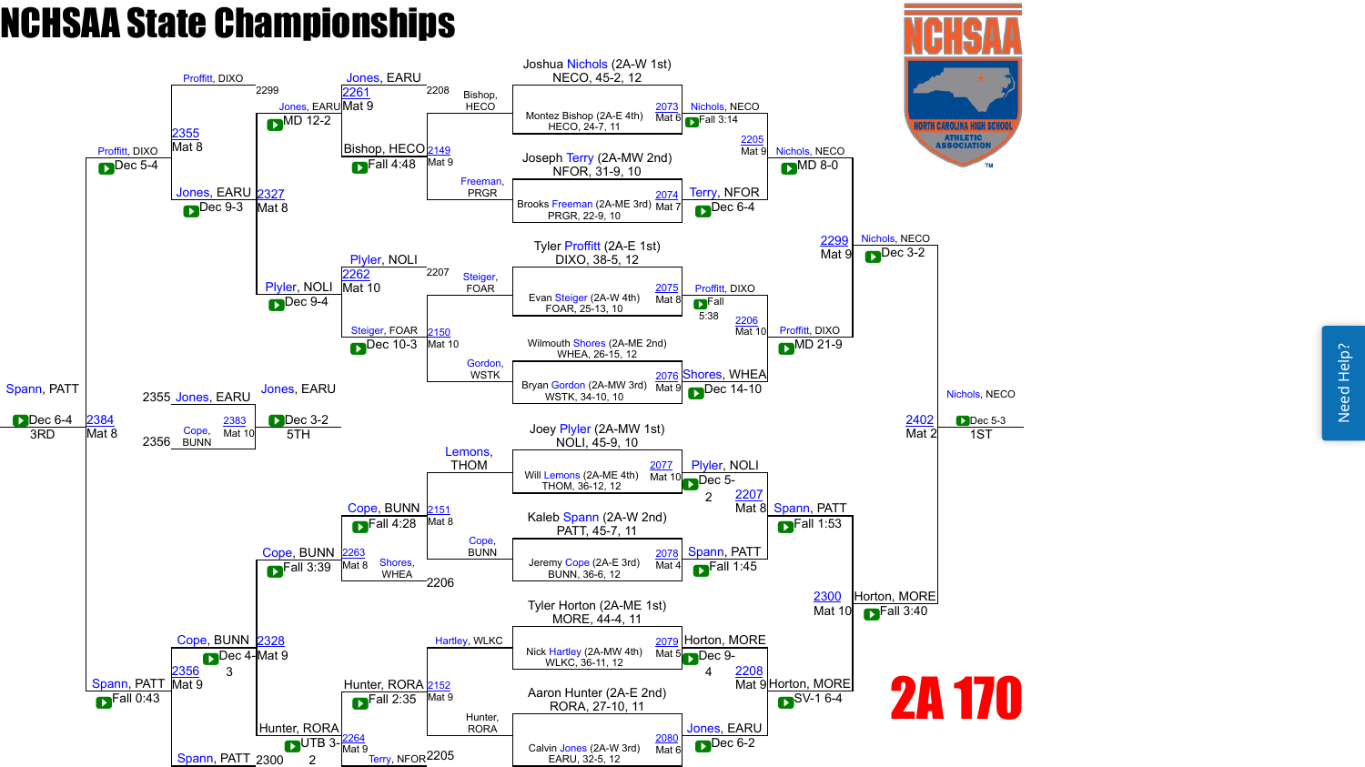# NCHSAA State Championships

## 2A 170

### Championship Bracket

**First Round**

| Bout | Mat | Wrestler 1 | Wrestler 2 | Winner | Result |
|---|---|---|---|---|---|
| 2073 | Mat 6 | Joshua Nichols (2A-W 1st) NECO, 45-2, 12 | Montez Bishop (2A-E 4th) HECO, 24-7, 11 | Nichols, NECO | Fall 3:14 |
| 2074 | Mat 7 | Joseph Terry (2A-MW 2nd) NFOR, 31-9, 10 | Brooks Freeman (2A-ME 3rd) PRGR, 22-9, 10 | Terry, NFOR | Dec 6-4 |
| 2075 | Mat 8 | Tyler Proffitt (2A-E 1st) DIXO, 38-5, 12 | Evan Steiger (2A-W 4th) FOAR, 25-13, 10 | Proffitt, DIXO | Fall 5:38 |
| 2076 | Mat 9 | Wilmouth Shores (2A-ME 2nd) WHEA, 26-15, 12 | Bryan Gordon (2A-MW 3rd) WSTK, 34-10, 10 | Shores, WHEA | Dec 14-10 |
| 2077 | Mat 10 | Joey Plyler (2A-MW 1st) NOLI, 45-9, 10 | Will Lemons (2A-ME 4th) THOM, 36-12, 12 | Plyler, NOLI | Dec 5-2 |
| 2078 | Mat 4 | Kaleb Spann (2A-W 2nd) PATT, 45-7, 11 | Jeremy Cope (2A-E 3rd) BUNN, 36-6, 12 | Spann, PATT | Fall 1:45 |
| 2079 | Mat 5 | Tyler Horton (2A-ME 1st) MORE, 44-4, 11 | Nick Hartley (2A-MW 4th) WLKC, 36-11, 12 | Horton, MORE | Dec 9-4 |
| 2080 | Mat 6 | Aaron Hunter (2A-E 2nd) RORA, 27-10, 11 | Calvin Jones (2A-W 3rd) EARU, 32-5, 12 | Jones, EARU | Dec 6-2 |

**Quarterfinals**

| Bout | Mat | Wrestler 1 | Wrestler 2 | Winner | Result |
|---|---|---|---|---|---|
| 2205 | Mat 9 | Nichols, NECO | Terry, NFOR | Nichols, NECO | MD 8-0 |
| 2206 | Mat 10 | Proffitt, DIXO | Shores, WHEA | Proffitt, DIXO | MD 21-9 |
| 2207 | Mat 8 | Plyler, NOLI | Spann, PATT | Spann, PATT | Fall 1:53 |
| 2208 | Mat 9 | Horton, MORE | Jones, EARU | Horton, MORE | SV-1 6-4 |

**Semifinals**

| Bout | Mat | Wrestler 1 | Wrestler 2 | Winner | Result |
|---|---|---|---|---|---|
| 2299 | Mat 9 | Nichols, NECO | Proffitt, DIXO | Nichols, NECO | Dec 3-2 |
| 2300 | Mat 10 | Spann, PATT | Horton, MORE | Horton, MORE | Fall 3:40 |

**Final (1st Place)**

| Bout | Mat | Wrestler 1 | Wrestler 2 | Winner | Result |
|---|---|---|---|---|---|
| 2402 | Mat 2 | Nichols, NECO | Horton, MORE | Nichols, NECO | Dec 5-3 |

### Consolation Bracket

| Bout | Mat | Wrestler 1 | Wrestler 2 | Winner | Result |
|---|---|---|---|---|---|
| 2149 | Mat 9 | Bishop, HECO | Freeman, PRGR | Bishop, HECO | Fall 4:48 |
| 2150 | Mat 10 | Steiger, FOAR | Gordon, WSTK | Steiger, FOAR | Dec 10-3 |
| 2151 | Mat 8 | Lemons, THOM | Cope, BUNN | Cope, BUNN | Fall 4:28 |
| 2152 | Mat 9 | Hartley, WLKC | Hunter, RORA | Hunter, RORA | Fall 2:35 |
| 2261 | Mat 9 | Jones, EARU (2208) | Bishop, HECO | Jones, EARU | MD 12-2 |
| 2262 | Mat 10 | Plyler, NOLI (2207) | Steiger, FOAR | Plyler, NOLI | Dec 9-4 |
| 2263 | Mat 8 | Cope, BUNN | Shores, WHEA (2206) | Cope, BUNN | Fall 3:39 |
| 2264 | Mat 9 | Hunter, RORA | Terry, NFOR (2205) | Hunter, RORA | UTB 3-2 |
| 2327 | Mat 8 | Jones, EARU | Plyler, NOLI | Jones, EARU | Dec 9-3 |
| 2328 | Mat 9 | Cope, BUNN | Hunter, RORA | Cope, BUNN | Dec 4-3 |
| 2355 | Mat 8 | Proffitt, DIXO (2299) | Jones, EARU | Proffitt, DIXO | Dec 5-4 |
| 2356 | Mat 9 | Cope, BUNN | Spann, PATT (2300) | Spann, PATT | Fall 0:43 |

**3rd Place**

| Bout | Mat | Wrestler 1 | Wrestler 2 | Winner | Result |
|---|---|---|---|---|---|
| 2384 | Mat 8 | Proffitt, DIXO | Spann, PATT | Spann, PATT | Dec 6-4 |

**5th Place**

| Bout | Mat | Wrestler 1 | Wrestler 2 | Winner | Result |
|---|---|---|---|---|---|
| 2383 | Mat 10 | Jones, EARU (2355) | Cope, BUNN (2356) | Jones, EARU | Dec 3-2 |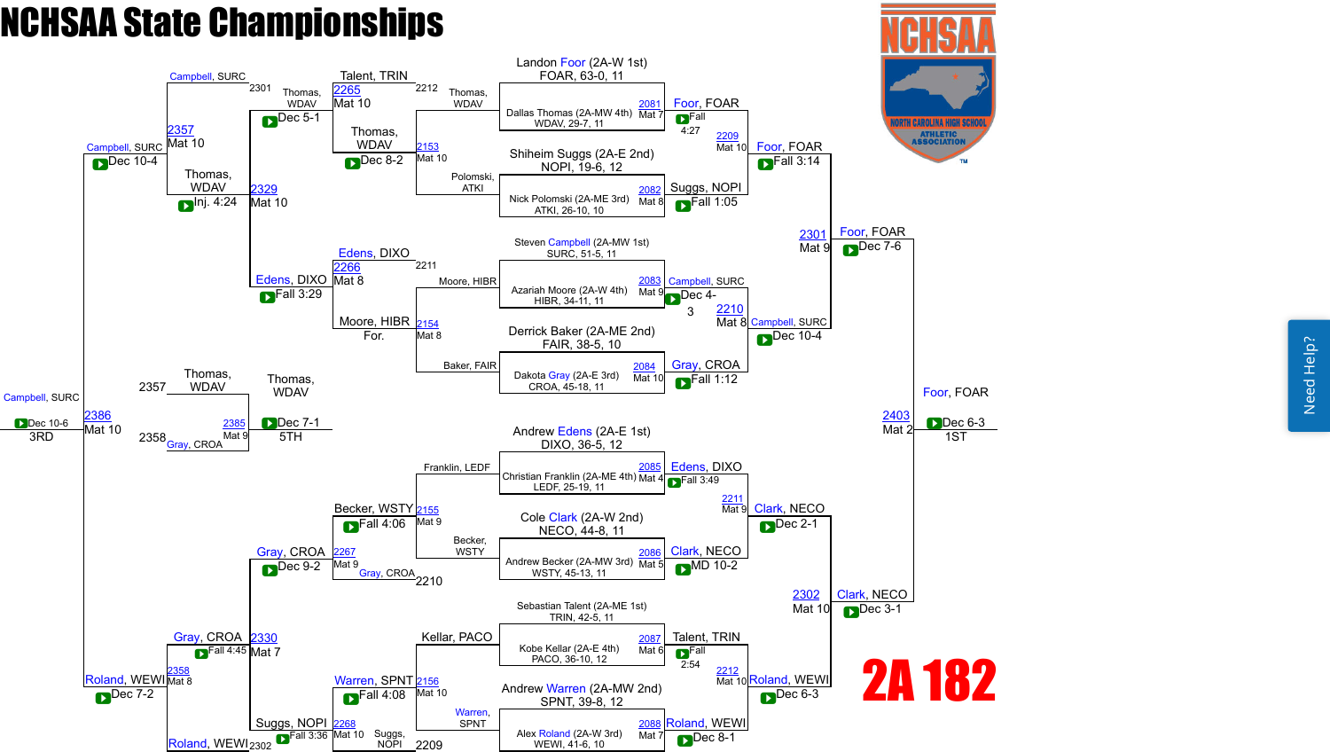# NCHSAA State Championships

## 2A 182

### Championship Bracket

**Top half**

- Landon Foor (2A-W 1st) FOAR, 63-0, 11 vs. Dallas Thomas (2A-MW 4th) WDAV, 29-7, 11 — 2081, Mat 7 — **Foor, FOAR** Fall 4:27
- Shiheim Suggs (2A-E 2nd) NOPI, 19-6, 12 vs. Nick Polomski (2A-ME 3rd) ATKI, 26-10, 10 — 2082, Mat 8 — **Suggs, NOPI** Fall 1:05
- Steven Campbell (2A-MW 1st) SURC, 51-5, 11 vs. Azariah Moore (2A-W 4th) HIBR, 34-11, 11 — 2083, Mat 9 — **Campbell, SURC** Dec 4-3
- Derrick Baker (2A-ME 2nd) FAIR, 38-5, 10 vs. Dakota Gray (2A-E 3rd) CROA, 45-18, 11 — 2084, Mat 10 — **Gray, CROA** Fall 1:12

Quarterfinals:
- 2209, Mat 10 — Foor, FOAR vs. Suggs, NOPI — **Foor, FOAR** Fall 3:14
- 2210, Mat 8 — Campbell, SURC vs. Gray, CROA — **Campbell, SURC** Dec 10-4

Semifinal:
- 2301, Mat 9 — Foor, FOAR vs. Campbell, SURC — **Foor, FOAR** Dec 7-6

**Bottom half**

- Andrew Edens (2A-E 1st) DIXO, 36-5, 12 vs. Christian Franklin (2A-ME 4th) LEDF, 25-19, 11 — 2085, Mat 4 — **Edens, DIXO** Fall 3:49
- Cole Clark (2A-W 2nd) NECO, 44-8, 11 vs. Andrew Becker (2A-MW 3rd) WSTY, 45-13, 11 — 2086, Mat 5 — **Clark, NECO** MD 10-2
- Sebastian Talent (2A-ME 1st) TRIN, 42-5, 11 vs. Kobe Kellar (2A-E 4th) PACO, 36-10, 12 — 2087, Mat 6 — **Talent, TRIN** Fall 2:54
- Andrew Warren (2A-MW 2nd) SPNT, 39-8, 12 vs. Alex Roland (2A-W 3rd) WEWI, 41-6, 10 — 2088, Mat 7 — **Roland, WEWI** Dec 8-1

Quarterfinals:
- 2211, Mat 9 — Edens, DIXO vs. Clark, NECO — **Clark, NECO** Dec 2-1
- 2212, Mat 10 — Talent, TRIN vs. Roland, WEWI — **Roland, WEWI** Dec 6-3

Semifinal:
- 2302, Mat 10 — Clark, NECO vs. Roland, WEWI — **Clark, NECO** Dec 3-1

**Final (1ST)**
- 2403, Mat 2 — Foor, FOAR vs. Clark, NECO — **Foor, FOAR** Dec 6-3 — 1ST

### Consolation Bracket

**Top half**

- 2153, Mat 10 — Thomas, WDAV vs. Polomski, ATKI — **Thomas, WDAV** Dec 8-2
- 2154, Mat 8 — Moore, HIBR vs. Baker, FAIR — **Moore, HIBR** For.
- 2265, Mat 10 — Talent, TRIN (loser of 2212) vs. Thomas, WDAV — **Thomas, WDAV** Dec 5-1
- 2266, Mat 8 — Edens, DIXO (loser of 2211) vs. Moore, HIBR — **Edens, DIXO** Fall 3:29
- 2329, Mat 10 — Thomas, WDAV vs. Edens, DIXO — **Thomas, WDAV** Inj. 4:24
- 2357, Mat 10 — Campbell, SURC (loser of 2301) vs. Thomas, WDAV — **Campbell, SURC** Dec 10-4

**Bottom half**

- 2155, Mat 9 — Franklin, LEDF vs. Becker, WSTY — **Becker, WSTY** Fall 4:06
- 2156, Mat 10 — Kellar, PACO vs. Warren, SPNT — **Warren, SPNT** Fall 4:08
- 2267, Mat 9 — Becker, WSTY vs. Gray, CROA (loser of 2210) — **Gray, CROA** Dec 9-2
- 2268, Mat 10 — Warren, SPNT vs. Suggs, NOPI (loser of 2209) — **Suggs, NOPI** Fall 3:36
- 2330, Mat 7 — Gray, CROA vs. Suggs, NOPI — **Gray, CROA** Fall 4:45
- 2358, Mat 8 — Gray, CROA vs. Roland, WEWI (loser of 2302) — **Roland, WEWI** Dec 7-2

**3rd Place**
- 2386, Mat 10 — Campbell, SURC vs. Roland, WEWI — **Campbell, SURC** Dec 10-6 — 3RD

**5th Place**
- 2385, Mat 9 — Thomas, WDAV (loser of 2357) vs. Gray, CROA (loser of 2358) — **Thomas, WDAV** Dec 7-1 — 5TH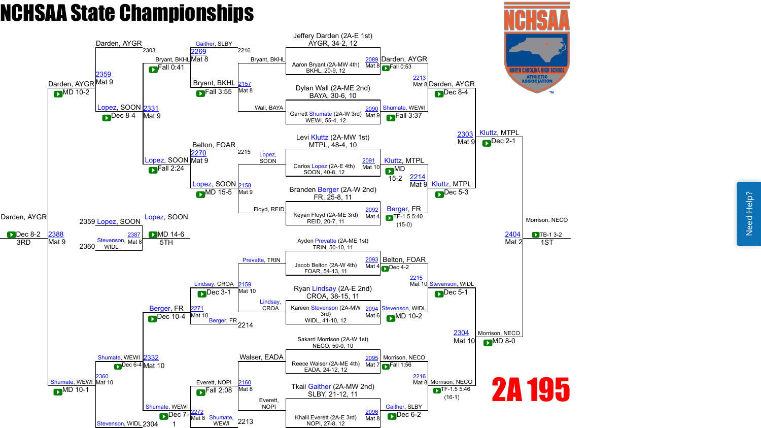# NCHSAA State Championships

## 2A 195

### Championship Bracket

**Seeds (First Round):**

- Jeffery Darden (2A-E 1st) AYGR, 34-2, 12
- Aaron Bryant (2A-MW 4th) BKHL, 20-9, 12
- Dylan Wall (2A-ME 2nd) BAYA, 30-6, 10
- Garrett Shumate (2A-W 3rd) WEWI, 55-4, 12
- Levi Kluttz (2A-MW 1st) MTPL, 48-4, 10
- Carlos Lopez (2A-E 4th) SOON, 40-8, 12
- Branden Berger (2A-W 2nd) FR, 25-8, 11
- Keyan Floyd (2A-ME 3rd) REID, 20-7, 11
- Ayden Prevatte (2A-ME 1st) TRIN, 50-10, 11
- Jacob Belton (2A-W 4th) FOAR, 54-13, 11
- Ryan Lindsay (2A-E 2nd) CROA, 38-15, 11
- Kareen Stevenson (2A-MW 3rd) WIDL, 41-10, 12
- Sakarri Morrison (2A-W 1st) NECO, 50-0, 10
- Reece Walser (2A-ME 4th) EADA, 24-12, 12
- Tkaii Gaither (2A-MW 2nd) SLBY, 21-12, 11
- Khalil Everett (2A-E 3rd) NOPI, 27-8, 12

**First Round:**

- 2089 Mat 8: Darden, AYGR — Fall 0:53
- 2090 Mat 9: Shumate, WEWI — Fall 3:37
- 2091 Mat 10: Kluttz, MTPL — MD 15-2
- 2092 Mat 4: Berger, FR — TF-1.5 5:40 (15-0)
- 2093 Mat 4: Belton, FOAR — Dec 4-2
- 2094 Mat 6: Stevenson, WIDL — MD 10-2
- 2095 Mat 7: Morrison, NECO — Fall 1:56
- 2096 Mat 8: Gaither, SLBY — Dec 6-2

**Quarterfinals:**

- 2213 Mat 8: Darden, AYGR — Dec 8-4
- 2214 Mat 9: Kluttz, MTPL — Dec 5-3
- 2215 Mat 10: Stevenson, WIDL — Dec 5-1
- 2216 Mat 8: Morrison, NECO — TF-1.5 5:46 (16-1)

**Semifinals:**

- 2303 Mat 9: Kluttz, MTPL — Dec 2-1
- 2304 Mat 10: Morrison, NECO — MD 8-0

**Final:**

- 2404 Mat 2: Morrison, NECO — TB-1 3-2 — **1ST**

### Consolation Bracket

**Consolation Round 1:**

- 2157 Mat 8: Bryant, BKHL (vs Wall, BAYA) — Fall 3:55 (loser to 2216)
- 2158 Mat 9: Lopez, SOON (vs Floyd, REID) — MD 15-5 (loser to 2215)
- 2159 Mat 10: Lindsay, CROA (vs Prevatte, TRIN) — Dec 3-1 (loser to 2214)
- 2160 Mat 8: Everett, NOPI (vs Walser, EADA) — Fall 2:08 (loser to 2213)

**Consolation Round 2:**

- 2269 Mat 8: Bryant, BKHL (vs Gaither, SLBY) — Fall 0:41
- 2270 Mat 9: Lopez, SOON (vs Belton, FOAR) — Fall 2:24
- 2271 Mat 10: Berger, FR (vs Lindsay, CROA) — Dec 10-4
- 2272 Mat 8: Shumate, WEWI (vs Everett, NOPI) — Dec 7-1

**Consolation Semifinals:**

- 2331 Mat 9: Lopez, SOON (vs Bryant, BKHL) — Dec 8-4 (loser to 2303)
- 2332 Mat 10: Shumate, WEWI (vs Berger, FR) — Dec 6-4 (loser to 2304)

**Third Round:**

- 2359 Mat 9: Darden, AYGR (vs Lopez, SOON) — MD 10-2
- 2360 Mat 10: Shumate, WEWI (vs Stevenson, WIDL) — MD 10-1

**Third Place:**

- 2388 Mat 9: Darden, AYGR (vs Shumate, WEWI) — Dec 8-2 — **3RD**

**Fifth Place:**

- 2387 Mat 8: Lopez, SOON (vs Stevenson, WIDL) — MD 14-6 — **5TH**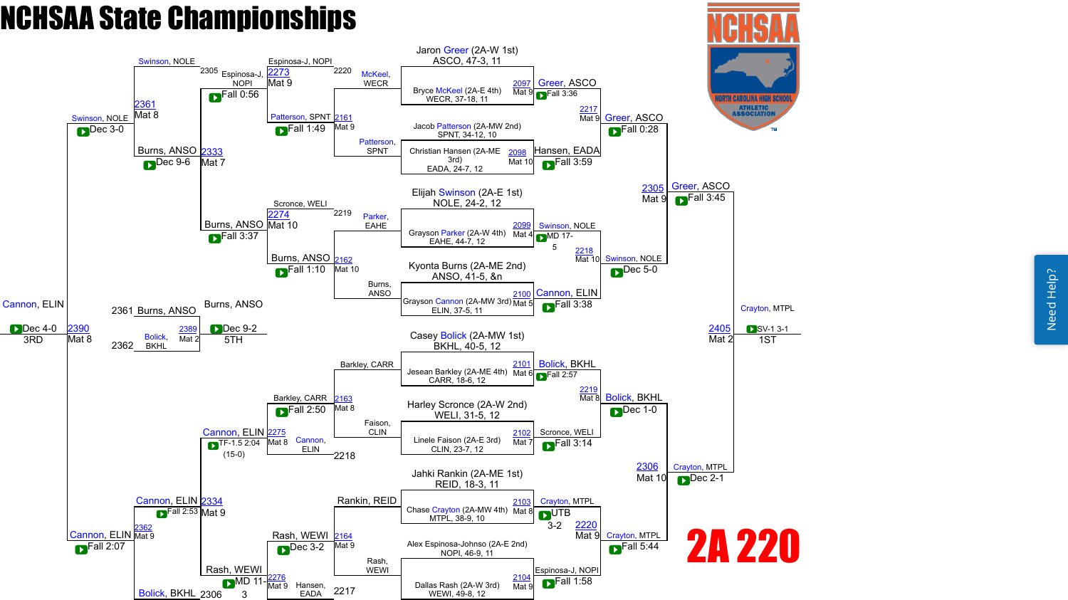# NCHSAA State Championships

## 2A 220

### Championship Bracket – First Round

| Bout | Mat | Wrestler 1 | Wrestler 2 | Winner | Result |
|---|---|---|---|---|---|
| 2097 | Mat 9 | Jaron Greer (2A-W 1st) ASCO, 47-3, 11 | Bryce McKeel (2A-E 4th) WECR, 37-18, 11 | Greer, ASCO | Fall 3:36 |
| 2098 | Mat 10 | Jacob Patterson (2A-MW 2nd) SPNT, 34-12, 10 | Christian Hansen (2A-ME 3rd) EADA, 24-7, 12 | Hansen, EADA | Fall 3:59 |
| 2099 | Mat 4 | Elijah Swinson (2A-E 1st) NOLE, 24-2, 12 | Grayson Parker (2A-W 4th) EAHE, 44-7, 12 | Swinson, NOLE | MD 17-5 |
| 2100 | Mat 5 | Kyonta Burns (2A-ME 2nd) ANSO, 41-5, &n | Grayson Cannon (2A-MW 3rd) ELIN, 37-5, 11 | Cannon, ELIN | Fall 3:38 |
| 2101 | Mat 6 | Casey Bolick (2A-MW 1st) BKHL, 40-5, 12 | Jesean Barkley (2A-ME 4th) CARR, 18-6, 12 | Bolick, BKHL | Fall 2:57 |
| 2102 | Mat 7 | Harley Scronce (2A-W 2nd) WELI, 31-5, 12 | Linele Faison (2A-E 3rd) CLIN, 23-7, 12 | Scronce, WELI | Fall 3:14 |
| 2103 | Mat 8 | Jahki Rankin (2A-ME 1st) REID, 18-3, 11 | Chase Crayton (2A-MW 4th) MTPL, 38-9, 10 | Crayton, MTPL | UTB 3-2 |
| 2104 | Mat 9 | Alex Espinosa-Johnso (2A-E 2nd) NOPI, 46-9, 11 | Dallas Rash (2A-W 3rd) WEWI, 49-8, 12 | Espinosa-J, NOPI | Fall 1:58 |

### Championship Bracket – Quarterfinals

| Bout | Mat | Wrestler 1 | Wrestler 2 | Winner | Result |
|---|---|---|---|---|---|
| 2217 | Mat 9 | Greer, ASCO | Hansen, EADA | Greer, ASCO | Fall 0:28 |
| 2218 | Mat 10 | Swinson, NOLE | Cannon, ELIN | Swinson, NOLE | Dec 5-0 |
| 2219 | Mat 8 | Bolick, BKHL | Scronce, WELI | Bolick, BKHL | Dec 1-0 |
| 2220 | Mat 9 | Crayton, MTPL | Espinosa-J, NOPI | Crayton, MTPL | Fall 5:44 |

### Championship Bracket – Semifinals

| Bout | Mat | Wrestler 1 | Wrestler 2 | Winner | Result |
|---|---|---|---|---|---|
| 2305 | Mat 9 | Greer, ASCO | Swinson, NOLE | Greer, ASCO | Fall 3:45 |
| 2306 | Mat 10 | Bolick, BKHL | Crayton, MTPL | Crayton, MTPL | Dec 2-1 |

### Championship Final

| Bout | Mat | Wrestler 1 | Wrestler 2 | Winner | Result |
|---|---|---|---|---|---|
| 2405 | Mat 2 | Greer, ASCO | Crayton, MTPL | Crayton, MTPL (1ST) | SV-1 3-1 |

### Consolation Bracket – First Round

| Bout | Mat | Wrestler 1 | Wrestler 2 | Winner | Result |
|---|---|---|---|---|---|
| 2161 | Mat 9 | McKeel, WECR | Patterson, SPNT | Patterson, SPNT | Fall 1:49 |
| 2162 | Mat 10 | Parker, EAHE | Burns, ANSO | Burns, ANSO | Fall 1:10 |
| 2163 | Mat 8 | Barkley, CARR | Faison, CLIN | Barkley, CARR | Fall 2:50 |
| 2164 | Mat 9 | Rankin, REID | Rash, WEWI | Rash, WEWI | Dec 3-2 |

### Consolation Bracket – Second Round

| Bout | Mat | Wrestler 1 | Wrestler 2 | Winner | Result |
|---|---|---|---|---|---|
| 2273 | Mat 9 | Espinosa-J, NOPI (2220) | Patterson, SPNT | Espinosa-J, NOPI | Fall 0:56 |
| 2274 | Mat 10 | Scronce, WELI (2219) | Burns, ANSO | Burns, ANSO | Fall 3:37 |
| 2275 | Mat 8 | Barkley, CARR | Cannon, ELIN (2218) | Cannon, ELIN | TF-1.5 2:04 (15-0) |
| 2276 | Mat 9 | Rash, WEWI | Hansen, EADA (2217) | Rash, WEWI | MD 11-3 |

### Consolation Bracket – Quarterfinals

| Bout | Mat | Wrestler 1 | Wrestler 2 | Winner | Result |
|---|---|---|---|---|---|
| 2333 | Mat 7 | Espinosa-J, NOPI | Burns, ANSO | Burns, ANSO | Dec 9-6 |
| 2334 | Mat 9 | Cannon, ELIN | Rash, WEWI | Cannon, ELIN | Fall 2:53 |

### Consolation Bracket – Semifinals

| Bout | Mat | Wrestler 1 | Wrestler 2 | Winner | Result |
|---|---|---|---|---|---|
| 2361 | Mat 8 | Swinson, NOLE (2305) | Burns, ANSO | Swinson, NOLE | Dec 3-0 |
| 2362 | Mat 9 | Cannon, ELIN | Bolick, BKHL (2306) | Cannon, ELIN | Fall 2:07 |

### 3rd Place

| Bout | Mat | Wrestler 1 | Wrestler 2 | Winner | Result |
|---|---|---|---|---|---|
| 2390 | Mat 8 | Swinson, NOLE | Cannon, ELIN | Cannon, ELIN (3RD) | Dec 4-0 |

### 5th Place

| Bout | Mat | Wrestler 1 | Wrestler 2 | Winner | Result |
|---|---|---|---|---|---|
| 2389 | Mat 2 | Burns, ANSO (2361) | Bolick, BKHL (2362) | Burns, ANSO (5TH) | Dec 9-2 |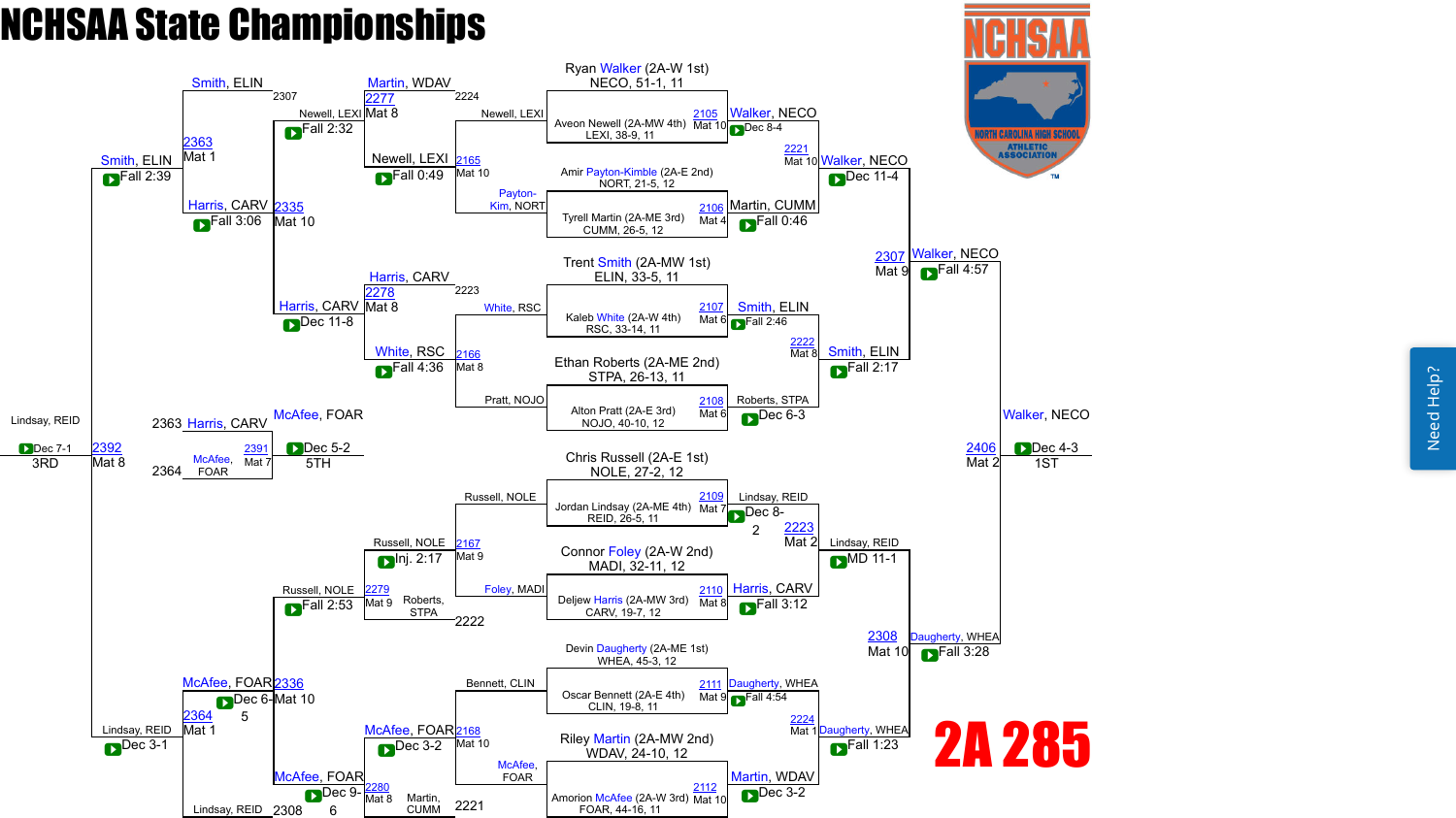# NCHSAA State Championships

**2A 285**

## Championship Bracket

**Ryan Walker (2A-W 1st)** NECO, 51-1, 11
**Aveon Newell (2A-MW 4th)** LEXI, 38-9, 11
2105 Mat 10 — Walker, NECO — Dec 8-4

**Amir Payton-Kimble (2A-E 2nd)** NORT, 21-5, 12
**Tyrell Martin (2A-ME 3rd)** CUMM, 26-5, 12
2106 Mat 4 — Martin, CUMM — Fall 0:46

2221 Mat 10 — Walker, NECO — Dec 11-4

**Trent Smith (2A-MW 1st)** ELIN, 33-5, 11
**Kaleb White (2A-W 4th)** RSC, 33-14, 11
2107 Mat 6 — Smith, ELIN — Fall 2:46

**Ethan Roberts (2A-ME 2nd)** STPA, 26-13, 11
**Alton Pratt (2A-E 3rd)** NOJO, 40-10, 12
2108 Mat 6 — Roberts, STPA — Dec 6-3

2222 Mat 8 — Smith, ELIN — Fall 2:17

2307 Mat 9 — Walker, NECO — Fall 4:57

**Chris Russell (2A-E 1st)** NOLE, 27-2, 12
**Jordan Lindsay (2A-ME 4th)** REID, 26-5, 11
2109 Mat 7 — Lindsay, REID — Dec 8-2

**Connor Foley (2A-W 2nd)** MADI, 32-11, 12
**Deljew Harris (2A-MW 3rd)** CARV, 19-7, 12
2110 Mat 8 — Harris, CARV — Fall 3:12

2223 Mat 2 — Lindsay, REID — MD 11-1

**Devin Daugherty (2A-ME 1st)** WHEA, 45-3, 12
**Oscar Bennett (2A-E 4th)** CLIN, 19-8, 11
2111 Mat 9 — Daugherty, WHEA — Fall 4:54

**Riley Martin (2A-MW 2nd)** WDAV, 24-10, 12
**Amorion McAfee (2A-W 3rd)** FOAR, 44-16, 11
2112 Mat 10 — Martin, WDAV — Dec 3-2

2224 Mat 1 — Daugherty, WHEA — Fall 1:23

2308 Mat 10 — Daugherty, WHEA — Fall 3:28

**2406 Mat 2 — 1ST: Walker, NECO — Dec 4-3**

## Consolation Bracket

2165 Mat 10 — Newell, LEXI vs Payton-Kim, NORT — Newell, LEXI — Fall 0:49
2166 Mat 8 — White, RSC vs Pratt, NOJO — White, RSC — Fall 4:36
2167 Mat 9 — Russell, NOLE vs Foley, MADI — Russell, NOLE — Inj. 2:17
2168 Mat 10 — Bennett, CLIN vs McAfee, FOAR — McAfee, FOAR — Dec 3-2

2277 Mat 8 — Martin, WDAV vs Newell, LEXI (2224) — Newell, LEXI — Fall 2:32
2278 Mat 8 — Harris, CARV vs White, RSC (2223) — Harris, CARV — Dec 11-8
2279 Mat 9 — Russell, NOLE vs Roberts, STPA (2222) — Russell, NOLE — Fall 2:53
2280 Mat 8 — McAfee, FOAR vs Martin, CUMM (2221) — McAfee, FOAR — Dec 9-6

2335 Mat 10 — Newell, LEXI vs Harris, CARV — Harris, CARV — Fall 3:06
2336 Mat 10 — Russell, NOLE vs McAfee, FOAR — McAfee, FOAR — Dec 6-5

2363 Mat 1 — Smith, ELIN (2307) vs Harris, CARV — Smith, ELIN — Fall 2:39
2364 Mat 1 — McAfee, FOAR vs Lindsay, REID (2308) — Lindsay, REID — Dec 3-1

**2391 Mat 7 — 5TH:** Harris, CARV (2363) vs McAfee, FOAR (2364) — McAfee, FOAR — Dec 5-2

**2392 Mat 8 — 3RD:** Smith, ELIN vs Lindsay, REID — Lindsay, REID — Dec 7-1